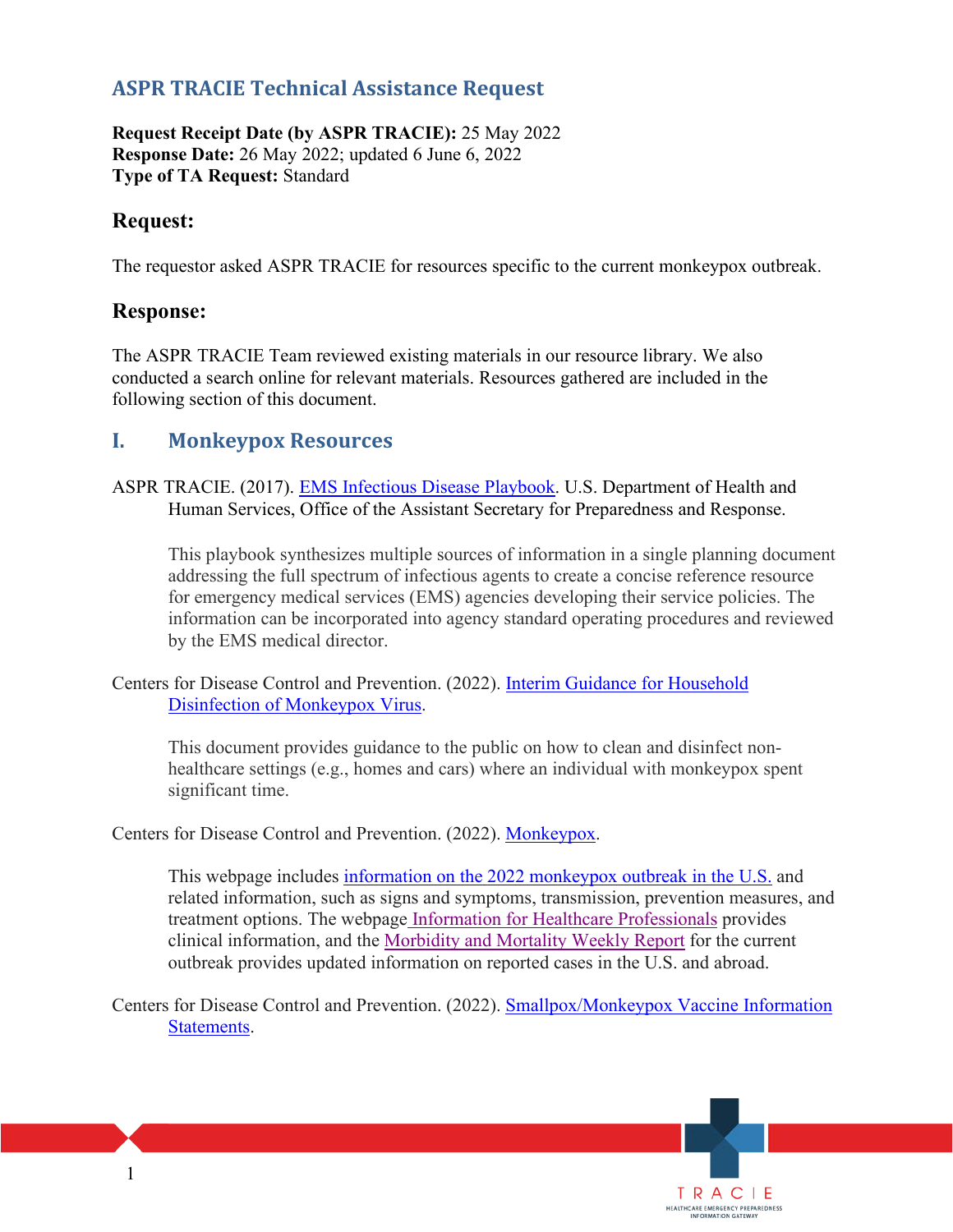# ASPR TRACIE Technical Assistance Request

**Request Receipt Date (by ASPR TRACIE):** 25 May 2022
**Response Date:** 26 May 2022; updated 6 June 6, 2022
**Type of TA Request:** Standard

## Request:

The requestor asked ASPR TRACIE for resources specific to the current monkeypox outbreak.

## Response:

The ASPR TRACIE Team reviewed existing materials in our resource library. We also conducted a search online for relevant materials. Resources gathered are included in the following section of this document.

## I. Monkeypox Resources

ASPR TRACIE. (2017). EMS Infectious Disease Playbook. U.S. Department of Health and Human Services, Office of the Assistant Secretary for Preparedness and Response.

> This playbook synthesizes multiple sources of information in a single planning document addressing the full spectrum of infectious agents to create a concise reference resource for emergency medical services (EMS) agencies developing their service policies. The information can be incorporated into agency standard operating procedures and reviewed by the EMS medical director.

Centers for Disease Control and Prevention. (2022). Interim Guidance for Household Disinfection of Monkeypox Virus.

> This document provides guidance to the public on how to clean and disinfect non-healthcare settings (e.g., homes and cars) where an individual with monkeypox spent significant time.

Centers for Disease Control and Prevention. (2022). Monkeypox.

> This webpage includes information on the 2022 monkeypox outbreak in the U.S. and related information, such as signs and symptoms, transmission, prevention measures, and treatment options. The webpage Information for Healthcare Professionals provides clinical information, and the Morbidity and Mortality Weekly Report for the current outbreak provides updated information on reported cases in the U.S. and abroad.

Centers for Disease Control and Prevention. (2022). Smallpox/Monkeypox Vaccine Information Statements.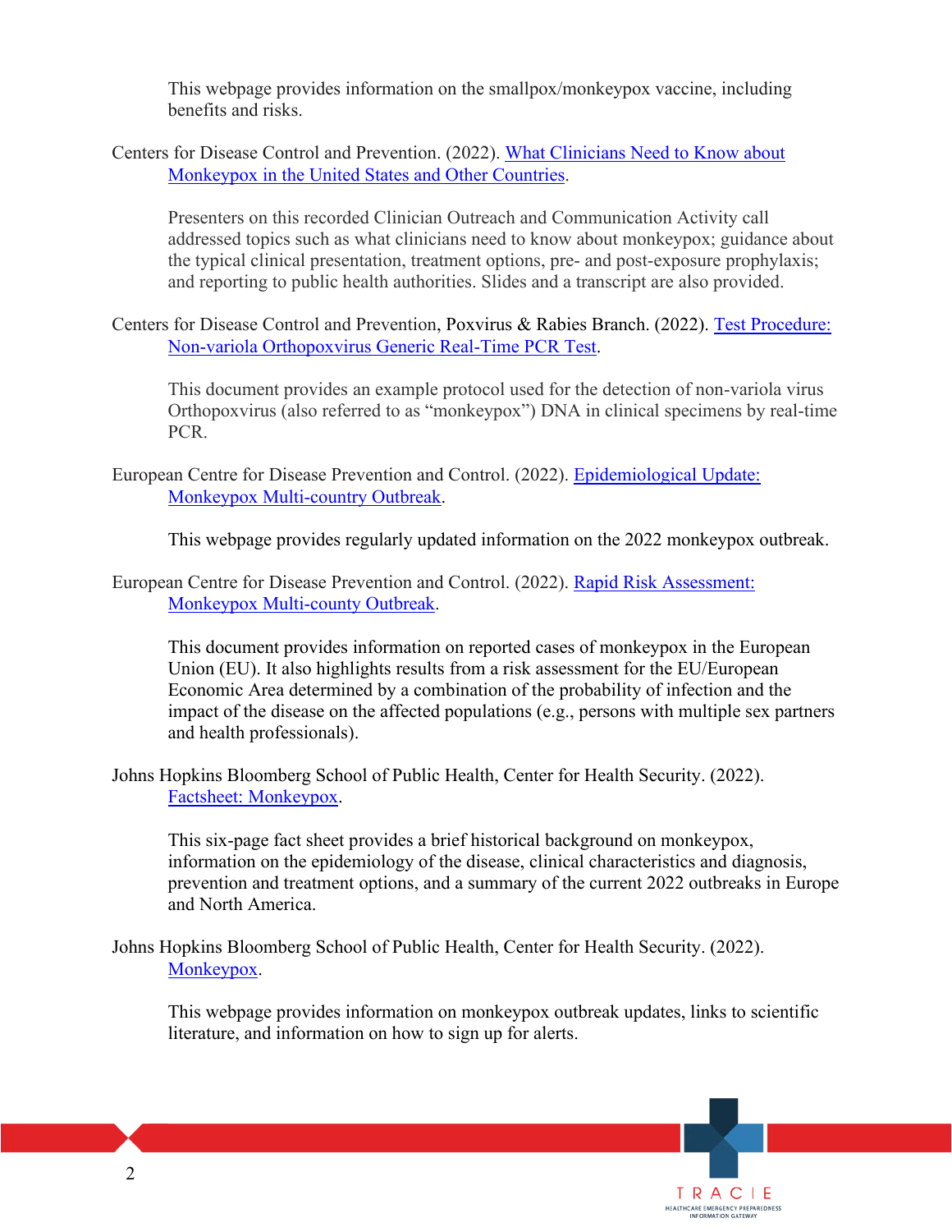This webpage provides information on the smallpox/monkeypox vaccine, including benefits and risks.

Centers for Disease Control and Prevention. (2022). [What Clinicians Need to Know about Monkeypox in the United States and Other Countries](#).

Presenters on this recorded Clinician Outreach and Communication Activity call addressed topics such as what clinicians need to know about monkeypox; guidance about the typical clinical presentation, treatment options, pre- and post-exposure prophylaxis; and reporting to public health authorities. Slides and a transcript are also provided.

Centers for Disease Control and Prevention, Poxvirus & Rabies Branch. (2022). [Test Procedure: Non-variola Orthopoxvirus Generic Real-Time PCR Test](#).

This document provides an example protocol used for the detection of non-variola virus Orthopoxvirus (also referred to as "monkeypox") DNA in clinical specimens by real-time PCR.

European Centre for Disease Prevention and Control. (2022). [Epidemiological Update: Monkeypox Multi-country Outbreak](#).

This webpage provides regularly updated information on the 2022 monkeypox outbreak.

European Centre for Disease Prevention and Control. (2022). [Rapid Risk Assessment: Monkeypox Multi-county Outbreak](#).

This document provides information on reported cases of monkeypox in the European Union (EU). It also highlights results from a risk assessment for the EU/European Economic Area determined by a combination of the probability of infection and the impact of the disease on the affected populations (e.g., persons with multiple sex partners and health professionals).

Johns Hopkins Bloomberg School of Public Health, Center for Health Security. (2022). [Factsheet: Monkeypox](#).

This six-page fact sheet provides a brief historical background on monkeypox, information on the epidemiology of the disease, clinical characteristics and diagnosis, prevention and treatment options, and a summary of the current 2022 outbreaks in Europe and North America.

Johns Hopkins Bloomberg School of Public Health, Center for Health Security. (2022). [Monkeypox](#).

This webpage provides information on monkeypox outbreak updates, links to scientific literature, and information on how to sign up for alerts.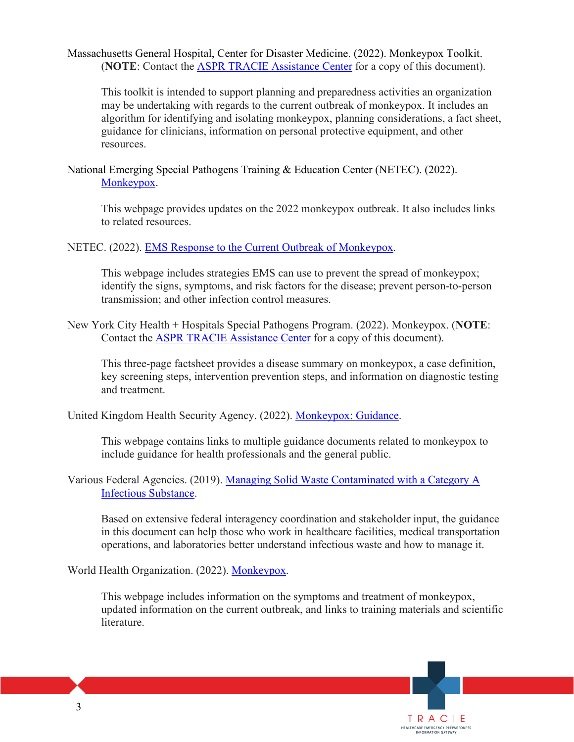Massachusetts General Hospital, Center for Disaster Medicine. (2022). Monkeypox Toolkit. (**NOTE**: Contact the ASPR TRACIE Assistance Center for a copy of this document).

This toolkit is intended to support planning and preparedness activities an organization may be undertaking with regards to the current outbreak of monkeypox. It includes an algorithm for identifying and isolating monkeypox, planning considerations, a fact sheet, guidance for clinicians, information on personal protective equipment, and other resources.

National Emerging Special Pathogens Training & Education Center (NETEC). (2022). Monkeypox.

This webpage provides updates on the 2022 monkeypox outbreak. It also includes links to related resources.

NETEC. (2022). EMS Response to the Current Outbreak of Monkeypox.

This webpage includes strategies EMS can use to prevent the spread of monkeypox; identify the signs, symptoms, and risk factors for the disease; prevent person-to-person transmission; and other infection control measures.

New York City Health + Hospitals Special Pathogens Program. (2022). Monkeypox. (**NOTE**: Contact the ASPR TRACIE Assistance Center for a copy of this document).

This three-page factsheet provides a disease summary on monkeypox, a case definition, key screening steps, intervention prevention steps, and information on diagnostic testing and treatment.

United Kingdom Health Security Agency. (2022). Monkeypox: Guidance.

This webpage contains links to multiple guidance documents related to monkeypox to include guidance for health professionals and the general public.

Various Federal Agencies. (2019). Managing Solid Waste Contaminated with a Category A Infectious Substance.

Based on extensive federal interagency coordination and stakeholder input, the guidance in this document can help those who work in healthcare facilities, medical transportation operations, and laboratories better understand infectious waste and how to manage it.

World Health Organization. (2022). Monkeypox.

This webpage includes information on the symptoms and treatment of monkeypox, updated information on the current outbreak, and links to training materials and scientific literature.